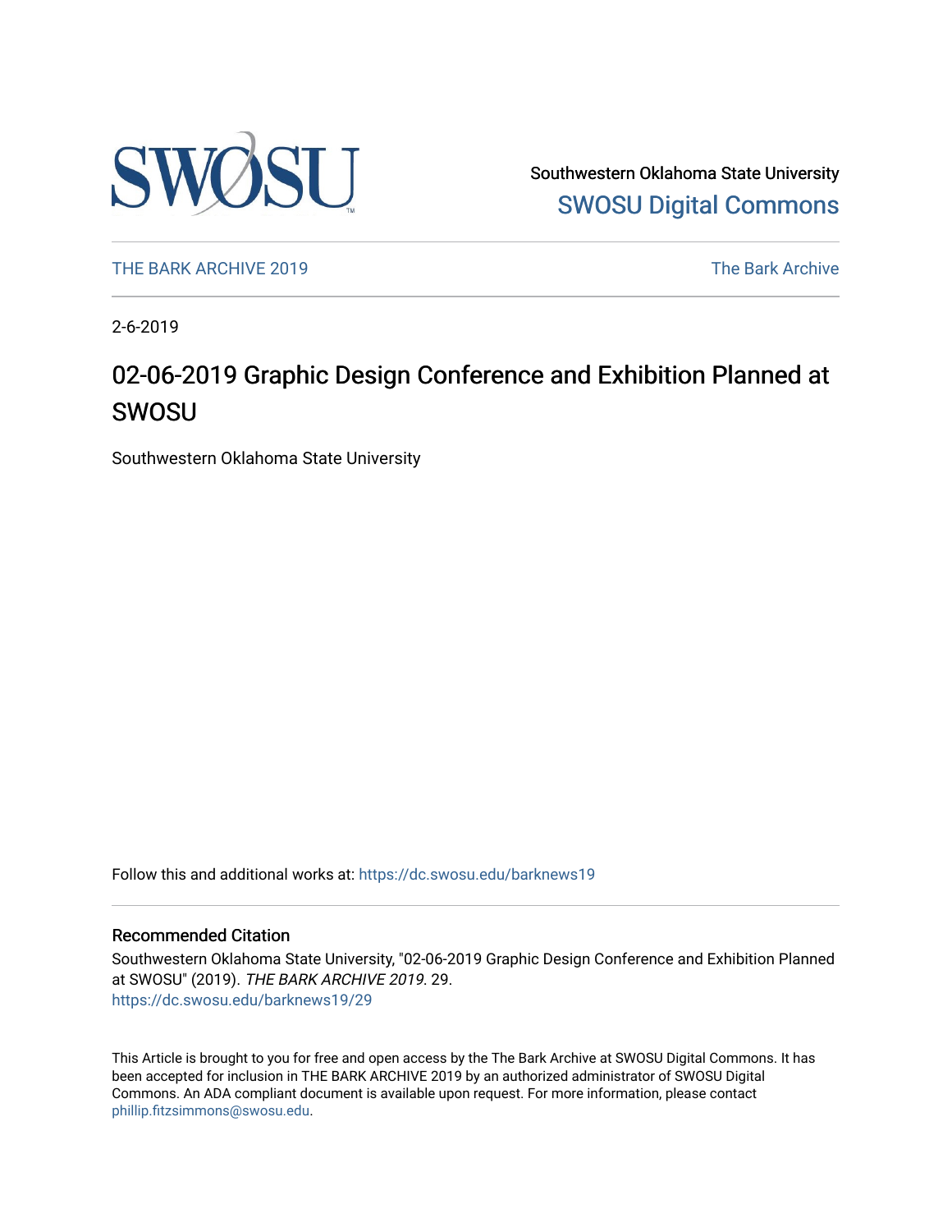Southwestern Oklahoma State University

SWOSU Digital Commons

THE BARK ARCHIVE 2019

The Bark Archive

2-6-2019

# 02-06-2019 Graphic Design Conference and Exhibition Planned at SWOSU

Southwestern Oklahoma State University

Follow this and additional works at: https://dc.swosu.edu/barknews19

## Recommended Citation

Southwestern Oklahoma State University, "02-06-2019 Graphic Design Conference and Exhibition Planned at SWOSU" (2019). *THE BARK ARCHIVE 2019*. 29.
https://dc.swosu.edu/barknews19/29

This Article is brought to you for free and open access by the The Bark Archive at SWOSU Digital Commons. It has been accepted for inclusion in THE BARK ARCHIVE 2019 by an authorized administrator of SWOSU Digital Commons. An ADA compliant document is available upon request. For more information, please contact phillip.fitzsimmons@swosu.edu.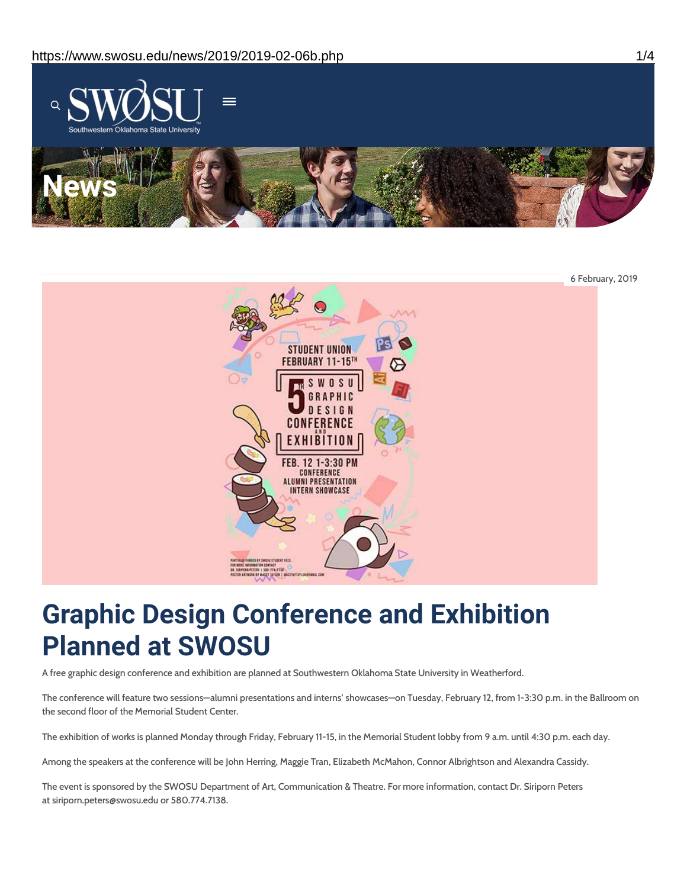6 February, 2019

# Graphic Design Conference and Exhibition Planned at SWOSU

A free graphic design conference and exhibition are planned at Southwestern Oklahoma State University in Weatherford.

The conference will feature two sessions—alumni presentations and interns' showcases—on Tuesday, February 12, from 1-3:30 p.m. in the Ballroom on the second floor of the Memorial Student Center.

The exhibition of works is planned Monday through Friday, February 11-15, in the Memorial Student lobby from 9 a.m. until 4:30 p.m. each day.

Among the speakers at the conference will be John Herring, Maggie Tran, Elizabeth McMahon, Connor Albrightson and Alexandra Cassidy.

The event is sponsored by the SWOSU Department of Art, Communication & Theatre. For more information, contact Dr. Siriporn Peters at siriporn.peters@swosu.edu or 580.774.7138.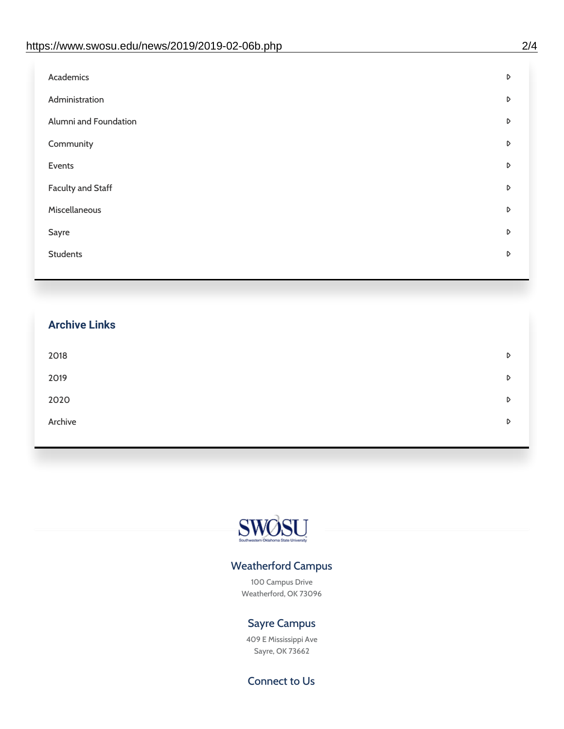- Academics
- Administration
- Alumni and Foundation
- Community
- Events
- Faculty and Staff
- Miscellaneous
- Sayre
- Students

## Archive Links

- 2018
- 2019
- 2020
- Archive

SWOSU
Southwestern Oklahoma State University

### Weatherford Campus

100 Campus Drive
Weatherford, OK 73096

### Sayre Campus

409 E Mississippi Ave
Sayre, OK 73662

### Connect to Us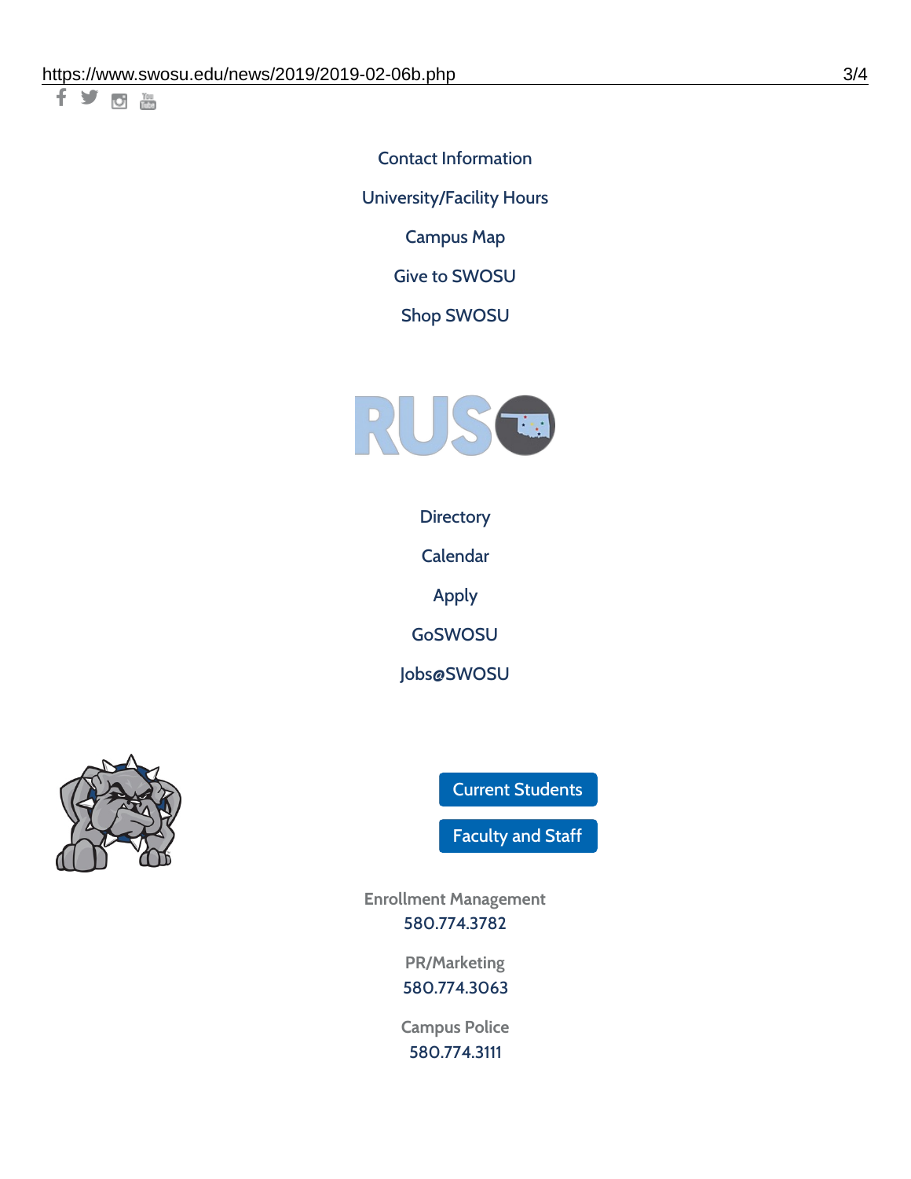Contact Information

University/Facility Hours

Campus Map

Give to SWOSU

Shop SWOSU

Directory

Calendar

Apply

GoSWOSU

Jobs@SWOSU

Current Students

Faculty and Staff

Enrollment Management
580.774.3782

PR/Marketing
580.774.3063

Campus Police
580.774.3111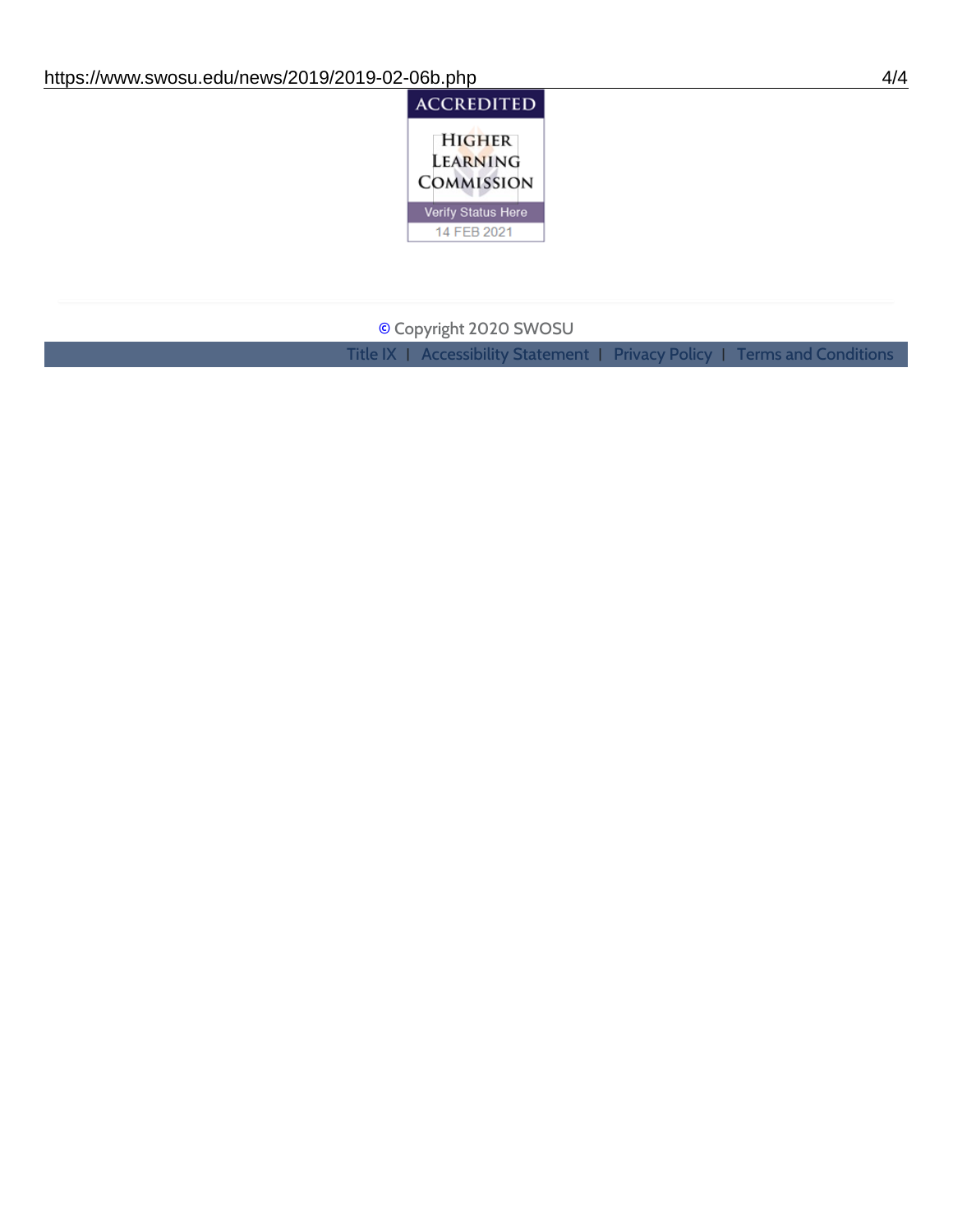ACCREDITED

HIGHER LEARNING COMMISSION

Verify Status Here

14 FEB 2021

© Copyright 2020 SWOSU

Title IX | Accessibility Statement | Privacy Policy | Terms and Conditions